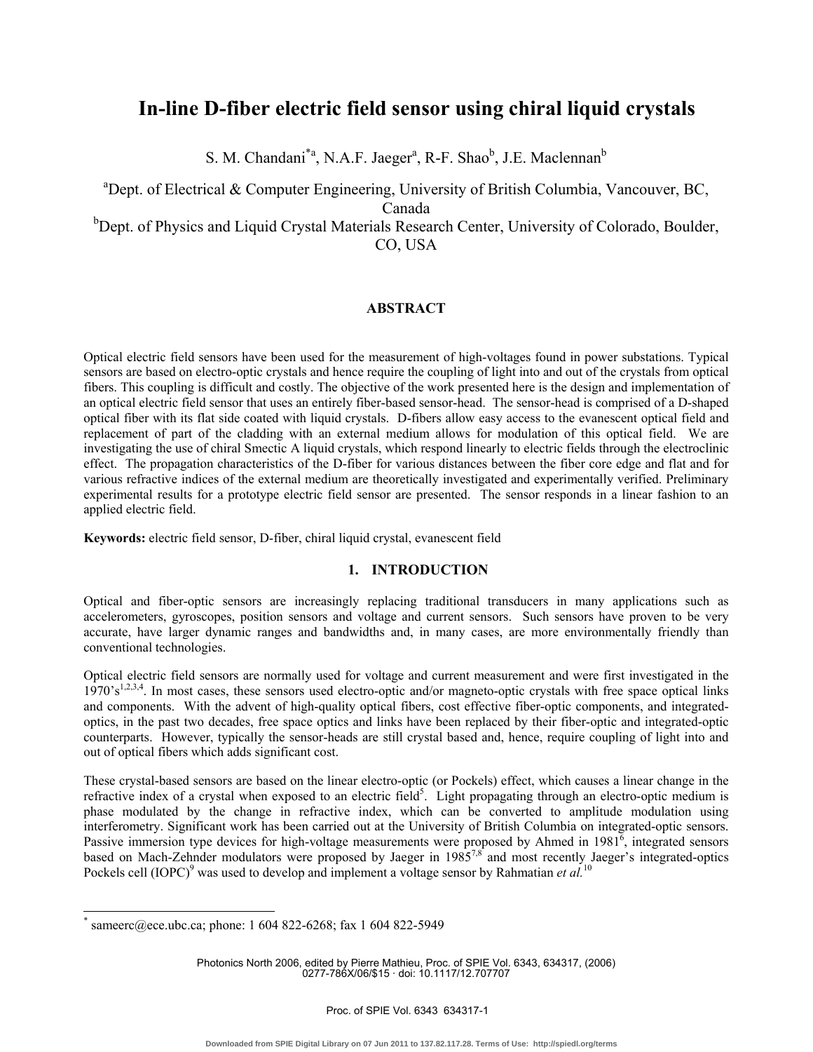# In-line D-fiber electric field sensor using chiral liquid crystals

S. M. Chandani[*a], N.A.F. Jaeger[a], R-F. Shao[b], J.E. Maclennan[b]

[a]Dept. of Electrical & Computer Engineering, University of British Columbia, Vancouver, BC, Canada

[b]Dept. of Physics and Liquid Crystal Materials Research Center, University of Colorado, Boulder, CO, USA

## ABSTRACT

Optical electric field sensors have been used for the measurement of high-voltages found in power substations. Typical sensors are based on electro-optic crystals and hence require the coupling of light into and out of the crystals from optical fibers. This coupling is difficult and costly. The objective of the work presented here is the design and implementation of an optical electric field sensor that uses an entirely fiber-based sensor-head. The sensor-head is comprised of a D-shaped optical fiber with its flat side coated with liquid crystals. D-fibers allow easy access to the evanescent optical field and replacement of part of the cladding with an external medium allows for modulation of this optical field. We are investigating the use of chiral Smectic A liquid crystals, which respond linearly to electric fields through the electroclinic effect. The propagation characteristics of the D-fiber for various distances between the fiber core edge and flat and for various refractive indices of the external medium are theoretically investigated and experimentally verified. Preliminary experimental results for a prototype electric field sensor are presented. The sensor responds in a linear fashion to an applied electric field.

**Keywords:** electric field sensor, D-fiber, chiral liquid crystal, evanescent field

## 1. INTRODUCTION

Optical and fiber-optic sensors are increasingly replacing traditional transducers in many applications such as accelerometers, gyroscopes, position sensors and voltage and current sensors. Such sensors have proven to be very accurate, have larger dynamic ranges and bandwidths and, in many cases, are more environmentally friendly than conventional technologies.

Optical electric field sensors are normally used for voltage and current measurement and were first investigated in the 1970's[1,2,3,4]. In most cases, these sensors used electro-optic and/or magneto-optic crystals with free space optical links and components. With the advent of high-quality optical fibers, cost effective fiber-optic components, and integrated-optics, in the past two decades, free space optics and links have been replaced by their fiber-optic and integrated-optic counterparts. However, typically the sensor-heads are still crystal based and, hence, require coupling of light into and out of optical fibers which adds significant cost.

These crystal-based sensors are based on the linear electro-optic (or Pockels) effect, which causes a linear change in the refractive index of a crystal when exposed to an electric field[5]. Light propagating through an electro-optic medium is phase modulated by the change in refractive index, which can be converted to amplitude modulation using interferometry. Significant work has been carried out at the University of British Columbia on integrated-optic sensors. Passive immersion type devices for high-voltage measurements were proposed by Ahmed in 1981[6], integrated sensors based on Mach-Zehnder modulators were proposed by Jaeger in 1985[7,8] and most recently Jaeger's integrated-optics Pockels cell (IOPC)[9] was used to develop and implement a voltage sensor by Rahmatian *et al.*[10]

---

[*] sameerc@ece.ubc.ca; phone: 1 604 822-6268; fax 1 604 822-5949

Photonics North 2006, edited by Pierre Mathieu, Proc. of SPIE Vol. 6343, 634317, (2006) 0277-786X/06/$15 · doi: 10.1117/12.707707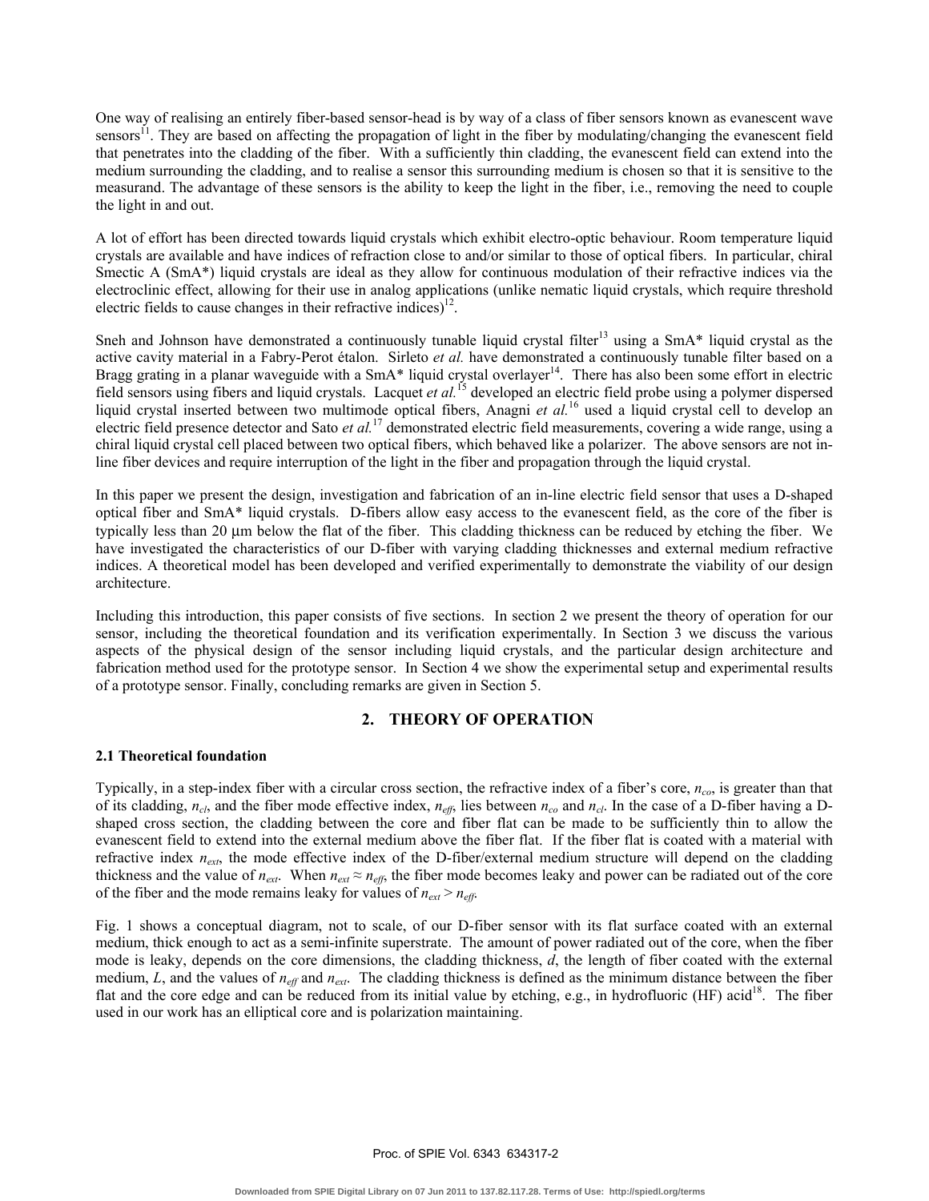One way of realising an entirely fiber-based sensor-head is by way of a class of fiber sensors known as evanescent wave sensors[11]. They are based on affecting the propagation of light in the fiber by modulating/changing the evanescent field that penetrates into the cladding of the fiber. With a sufficiently thin cladding, the evanescent field can extend into the medium surrounding the cladding, and to realise a sensor this surrounding medium is chosen so that it is sensitive to the measurand. The advantage of these sensors is the ability to keep the light in the fiber, i.e., removing the need to couple the light in and out.

A lot of effort has been directed towards liquid crystals which exhibit electro-optic behaviour. Room temperature liquid crystals are available and have indices of refraction close to and/or similar to those of optical fibers. In particular, chiral Smectic A (SmA*) liquid crystals are ideal as they allow for continuous modulation of their refractive indices via the electroclinic effect, allowing for their use in analog applications (unlike nematic liquid crystals, which require threshold electric fields to cause changes in their refractive indices)[12].

Sneh and Johnson have demonstrated a continuously tunable liquid crystal filter[13] using a SmA* liquid crystal as the active cavity material in a Fabry-Perot étalon. Sirleto *et al.* have demonstrated a continuously tunable filter based on a Bragg grating in a planar waveguide with a SmA* liquid crystal overlayer[14]. There has also been some effort in electric field sensors using fibers and liquid crystals. Lacquet *et al.*[15] developed an electric field probe using a polymer dispersed liquid crystal inserted between two multimode optical fibers, Anagni *et al.*[16] used a liquid crystal cell to develop an electric field presence detector and Sato *et al.*[17] demonstrated electric field measurements, covering a wide range, using a chiral liquid crystal cell placed between two optical fibers, which behaved like a polarizer. The above sensors are not in-line fiber devices and require interruption of the light in the fiber and propagation through the liquid crystal.

In this paper we present the design, investigation and fabrication of an in-line electric field sensor that uses a D-shaped optical fiber and SmA* liquid crystals. D-fibers allow easy access to the evanescent field, as the core of the fiber is typically less than 20 μm below the flat of the fiber. This cladding thickness can be reduced by etching the fiber. We have investigated the characteristics of our D-fiber with varying cladding thicknesses and external medium refractive indices. A theoretical model has been developed and verified experimentally to demonstrate the viability of our design architecture.

Including this introduction, this paper consists of five sections. In section 2 we present the theory of operation for our sensor, including the theoretical foundation and its verification experimentally. In Section 3 we discuss the various aspects of the physical design of the sensor including liquid crystals, and the particular design architecture and fabrication method used for the prototype sensor. In Section 4 we show the experimental setup and experimental results of a prototype sensor. Finally, concluding remarks are given in Section 5.

## 2. THEORY OF OPERATION

### 2.1 Theoretical foundation

Typically, in a step-index fiber with a circular cross section, the refractive index of a fiber's core, $n_{co}$, is greater than that of its cladding, $n_{cl}$, and the fiber mode effective index, $n_{eff}$, lies between $n_{co}$ and $n_{cl}$. In the case of a D-fiber having a D-shaped cross section, the cladding between the core and fiber flat can be made to be sufficiently thin to allow the evanescent field to extend into the external medium above the fiber flat. If the fiber flat is coated with a material with refractive index $n_{ext}$, the mode effective index of the D-fiber/external medium structure will depend on the cladding thickness and the value of $n_{ext}$. When $n_{ext} \approx n_{eff}$, the fiber mode becomes leaky and power can be radiated out of the core of the fiber and the mode remains leaky for values of $n_{ext} > n_{eff}$.

Fig. 1 shows a conceptual diagram, not to scale, of our D-fiber sensor with its flat surface coated with an external medium, thick enough to act as a semi-infinite superstrate. The amount of power radiated out of the core, when the fiber mode is leaky, depends on the core dimensions, the cladding thickness, $d$, the length of fiber coated with the external medium, $L$, and the values of $n_{eff}$ and $n_{ext}$. The cladding thickness is defined as the minimum distance between the fiber flat and the core edge and can be reduced from its initial value by etching, e.g., in hydrofluoric (HF) acid[18]. The fiber used in our work has an elliptical core and is polarization maintaining.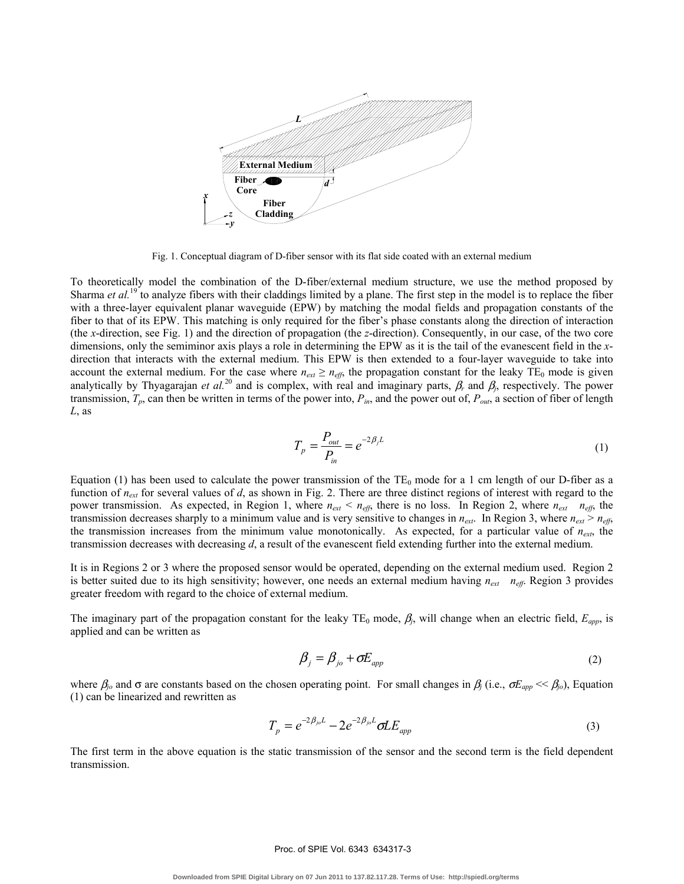Fig. 1. Conceptual diagram of D-fiber sensor with its flat side coated with an external medium

To theoretically model the combination of the D-fiber/external medium structure, we use the method proposed by Sharma *et al.*[19] to analyze fibers with their claddings limited by a plane. The first step in the model is to replace the fiber with a three-layer equivalent planar waveguide (EPW) by matching the modal fields and propagation constants of the fiber to that of its EPW. This matching is only required for the fiber's phase constants along the direction of interaction (the *x*-direction, see Fig. 1) and the direction of propagation (the *z*-direction). Consequently, in our case, of the two core dimensions, only the semiminor axis plays a role in determining the EPW as it is the tail of the evanescent field in the *x*-direction that interacts with the external medium. This EPW is then extended to a four-layer waveguide to take into account the external medium. For the case where $n_{ext} \geq n_{eff}$, the propagation constant for the leaky $TE_0$ mode is given analytically by Thyagarajan *et al.*[20] and is complex, with real and imaginary parts, $\beta_r$ and $\beta_j$, respectively. The power transmission, $T_p$, can then be written in terms of the power into, $P_{in}$, and the power out of, $P_{out}$, a section of fiber of length $L$, as

$$T_p = \frac{P_{out}}{P_{in}} = e^{-2\beta_j L} \tag{1}$$

Equation (1) has been used to calculate the power transmission of the $TE_0$ mode for a 1 cm length of our D-fiber as a function of $n_{ext}$ for several values of $d$, as shown in Fig. 2. There are three distinct regions of interest with regard to the power transmission. As expected, in Region 1, where $n_{ext} < n_{eff}$, there is no loss. In Region 2, where $n_{ext} \approx n_{eff}$, the transmission decreases sharply to a minimum value and is very sensitive to changes in $n_{ext}$. In Region 3, where $n_{ext} > n_{eff}$, the transmission increases from the minimum value monotonically. As expected, for a particular value of $n_{ext}$, the transmission decreases with decreasing $d$, a result of the evanescent field extending further into the external medium.

It is in Regions 2 or 3 where the proposed sensor would be operated, depending on the external medium used. Region 2 is better suited due to its high sensitivity; however, one needs an external medium having $n_{ext} \approx n_{eff}$. Region 3 provides greater freedom with regard to the choice of external medium.

The imaginary part of the propagation constant for the leaky $TE_0$ mode, $\beta_j$, will change when an electric field, $E_{app}$, is applied and can be written as

$$\beta_j = \beta_{jo} + \sigma E_{app} \tag{2}$$

where $\beta_{jo}$ and $\sigma$ are constants based on the chosen operating point. For small changes in $\beta_j$ (i.e., $\sigma E_{app} << \beta_{jo}$), Equation (1) can be linearized and rewritten as

$$T_p = e^{-2\beta_{jo}L} - 2e^{-2\beta_{jo}L}\sigma L E_{app} \tag{3}$$

The first term in the above equation is the static transmission of the sensor and the second term is the field dependent transmission.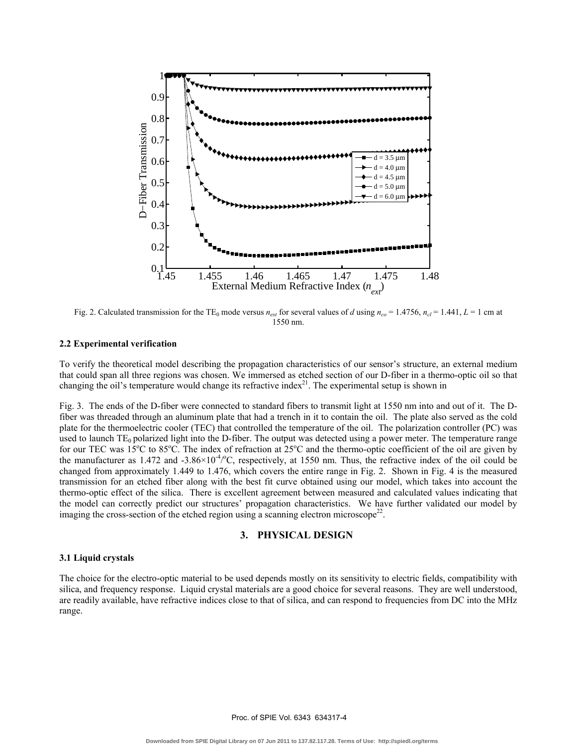Fig. 2. Calculated transmission for the $TE_0$ mode versus $n_{ext}$ for several values of $d$ using $n_{co}$ = 1.4756, $n_{cl}$ = 1.441, $L$ = 1 cm at 1550 nm.

### 2.2 Experimental verification

To verify the theoretical model describing the propagation characteristics of our sensor's structure, an external medium that could span all three regions was chosen. We immersed as etched section of our D-fiber in a thermo-optic oil so that changing the oil's temperature would change its refractive index[21]. The experimental setup is shown in

Fig. 3. The ends of the D-fiber were connected to standard fibers to transmit light at 1550 nm into and out of it. The D-fiber was threaded through an aluminum plate that had a trench in it to contain the oil. The plate also served as the cold plate for the thermoelectric cooler (TEC) that controlled the temperature of the oil. The polarization controller (PC) was used to launch $TE_0$ polarized light into the D-fiber. The output was detected using a power meter. The temperature range for our TEC was 15°C to 85°C. The index of refraction at 25°C and the thermo-optic coefficient of the oil are given by the manufacturer as 1.472 and $-3.86\times10^{-4}$/°C, respectively, at 1550 nm. Thus, the refractive index of the oil could be changed from approximately 1.449 to 1.476, which covers the entire range in Fig. 2. Shown in Fig. 4 is the measured transmission for an etched fiber along with the best fit curve obtained using our model, which takes into account the thermo-optic effect of the silica. There is excellent agreement between measured and calculated values indicating that the model can correctly predict our structures' propagation characteristics. We have further validated our model by imaging the cross-section of the etched region using a scanning electron microscope[22].

## 3. PHYSICAL DESIGN

### 3.1 Liquid crystals

The choice for the electro-optic material to be used depends mostly on its sensitivity to electric fields, compatibility with silica, and frequency response. Liquid crystal materials are a good choice for several reasons. They are well understood, are readily available, have refractive indices close to that of silica, and can respond to frequencies from DC into the MHz range.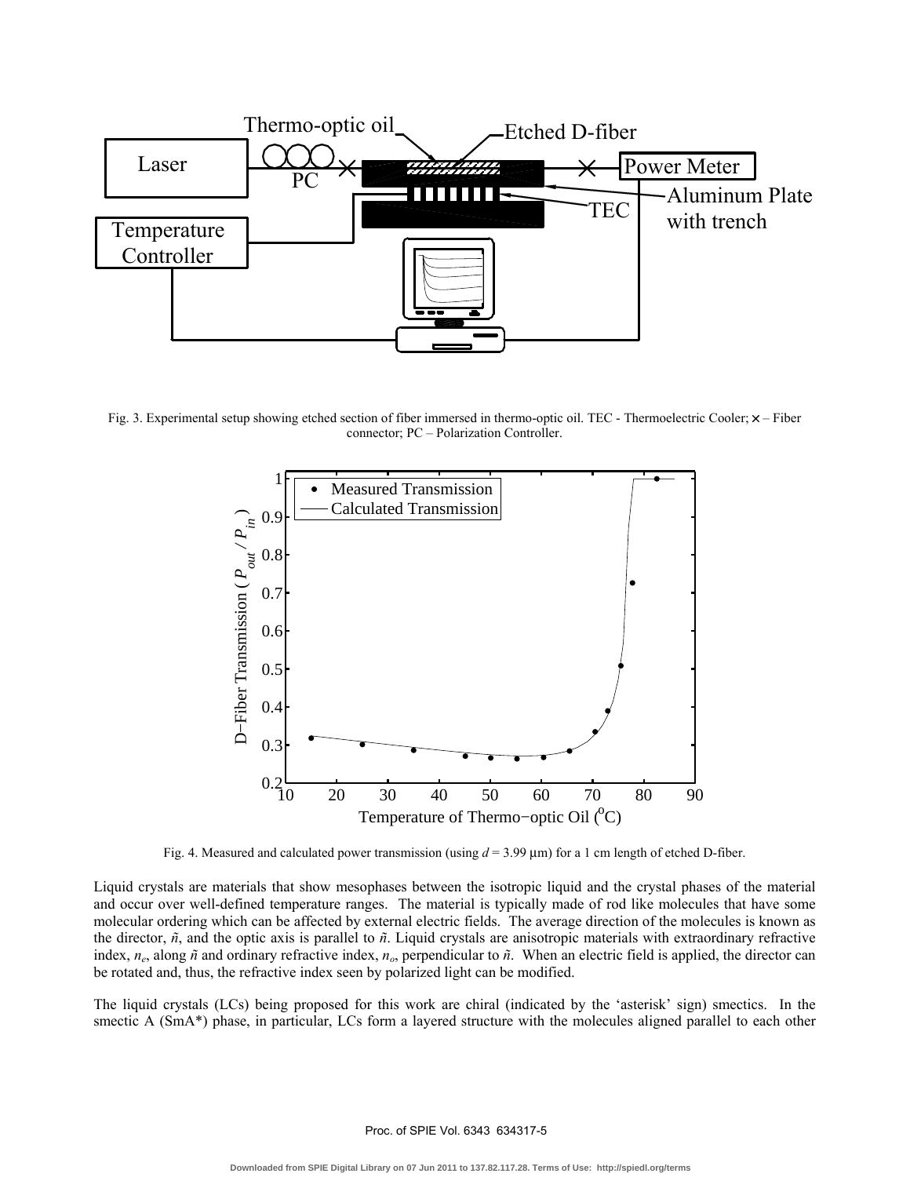Fig. 3. Experimental setup showing etched section of fiber immersed in thermo-optic oil. TEC - Thermoelectric Cooler; × – Fiber connector; PC – Polarization Controller.

Fig. 4. Measured and calculated power transmission (using $d$ = 3.99 μm) for a 1 cm length of etched D-fiber.

Liquid crystals are materials that show mesophases between the isotropic liquid and the crystal phases of the material and occur over well-defined temperature ranges. The material is typically made of rod like molecules that have some molecular ordering which can be affected by external electric fields. The average direction of the molecules is known as the director, $\tilde{n}$, and the optic axis is parallel to $\tilde{n}$. Liquid crystals are anisotropic materials with extraordinary refractive index, $n_e$, along $\tilde{n}$ and ordinary refractive index, $n_o$, perpendicular to $\tilde{n}$. When an electric field is applied, the director can be rotated and, thus, the refractive index seen by polarized light can be modified.

The liquid crystals (LCs) being proposed for this work are chiral (indicated by the 'asterisk' sign) smectics. In the smectic A (SmA*) phase, in particular, LCs form a layered structure with the molecules aligned parallel to each other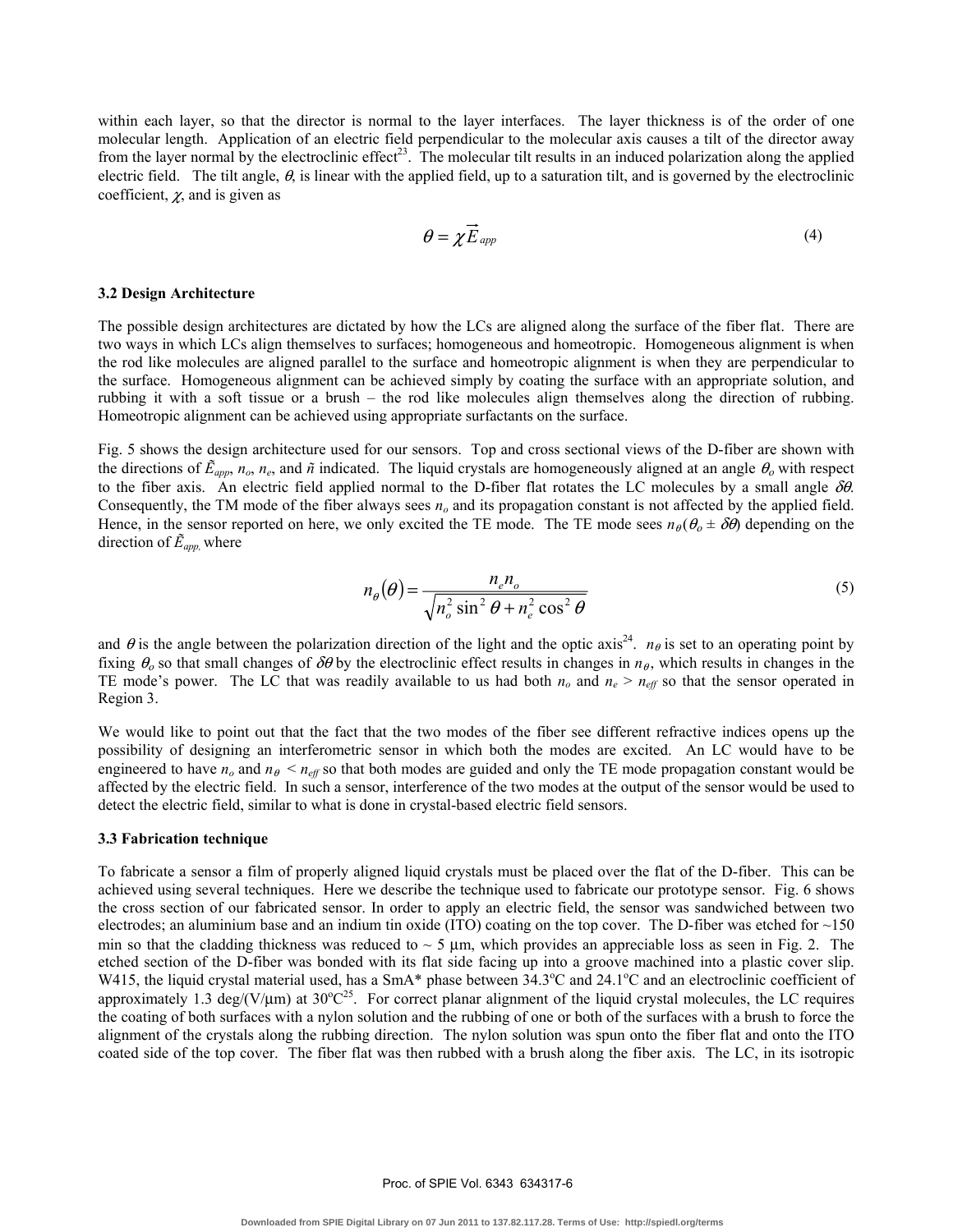within each layer, so that the director is normal to the layer interfaces. The layer thickness is of the order of one molecular length. Application of an electric field perpendicular to the molecular axis causes a tilt of the director away from the layer normal by the electroclinic effect[23]. The molecular tilt results in an induced polarization along the applied electric field. The tilt angle, $\theta$, is linear with the applied field, up to a saturation tilt, and is governed by the electroclinic coefficient, $\chi$, and is given as

$$\theta = \chi \vec{E}_{app} \tag{4}$$

### 3.2 Design Architecture

The possible design architectures are dictated by how the LCs are aligned along the surface of the fiber flat. There are two ways in which LCs align themselves to surfaces; homogeneous and homeotropic. Homogeneous alignment is when the rod like molecules are aligned parallel to the surface and homeotropic alignment is when they are perpendicular to the surface. Homogeneous alignment can be achieved simply by coating the surface with an appropriate solution, and rubbing it with a soft tissue or a brush – the rod like molecules align themselves along the direction of rubbing. Homeotropic alignment can be achieved using appropriate surfactants on the surface.

Fig. 5 shows the design architecture used for our sensors. Top and cross sectional views of the D-fiber are shown with the directions of $\tilde{E}_{app}$, $n_o$, $n_e$, and $\tilde{n}$ indicated. The liquid crystals are homogeneously aligned at an angle $\theta_o$ with respect to the fiber axis. An electric field applied normal to the D-fiber flat rotates the LC molecules by a small angle $\delta\theta$. Consequently, the TM mode of the fiber always sees $n_o$ and its propagation constant is not affected by the applied field. Hence, in the sensor reported on here, we only excited the TE mode. The TE mode sees $n_\theta(\theta_o \pm \delta\theta)$ depending on the direction of $\tilde{E}_{app}$, where

$$n_\theta(\theta) = \frac{n_e n_o}{\sqrt{n_o^2 \sin^2\theta + n_e^2 \cos^2\theta}} \tag{5}$$

and $\theta$ is the angle between the polarization direction of the light and the optic axis[24]. $n_\theta$ is set to an operating point by fixing $\theta_o$ so that small changes of $\delta\theta$ by the electroclinic effect results in changes in $n_\theta$, which results in changes in the TE mode's power. The LC that was readily available to us had both $n_o$ and $n_e > n_{eff}$ so that the sensor operated in Region 3.

We would like to point out that the fact that the two modes of the fiber see different refractive indices opens up the possibility of designing an interferometric sensor in which both the modes are excited. An LC would have to be engineered to have $n_o$ and $n_\theta < n_{eff}$ so that both modes are guided and only the TE mode propagation constant would be affected by the electric field. In such a sensor, interference of the two modes at the output of the sensor would be used to detect the electric field, similar to what is done in crystal-based electric field sensors.

### 3.3 Fabrication technique

To fabricate a sensor a film of properly aligned liquid crystals must be placed over the flat of the D-fiber. This can be achieved using several techniques. Here we describe the technique used to fabricate our prototype sensor. Fig. 6 shows the cross section of our fabricated sensor. In order to apply an electric field, the sensor was sandwiched between two electrodes; an aluminium base and an indium tin oxide (ITO) coating on the top cover. The D-fiber was etched for ~150 min so that the cladding thickness was reduced to ~ 5 μm, which provides an appreciable loss as seen in Fig. 2. The etched section of the D-fiber was bonded with its flat side facing up into a groove machined into a plastic cover slip. W415, the liquid crystal material used, has a SmA* phase between 34.3°C and 24.1°C and an electroclinic coefficient of approximately 1.3 deg/(V/μm) at 30°C[25]. For correct planar alignment of the liquid crystal molecules, the LC requires the coating of both surfaces with a nylon solution and the rubbing of one or both of the surfaces with a brush to force the alignment of the crystals along the rubbing direction. The nylon solution was spun onto the fiber flat and onto the ITO coated side of the top cover. The fiber flat was then rubbed with a brush along the fiber axis. The LC, in its isotropic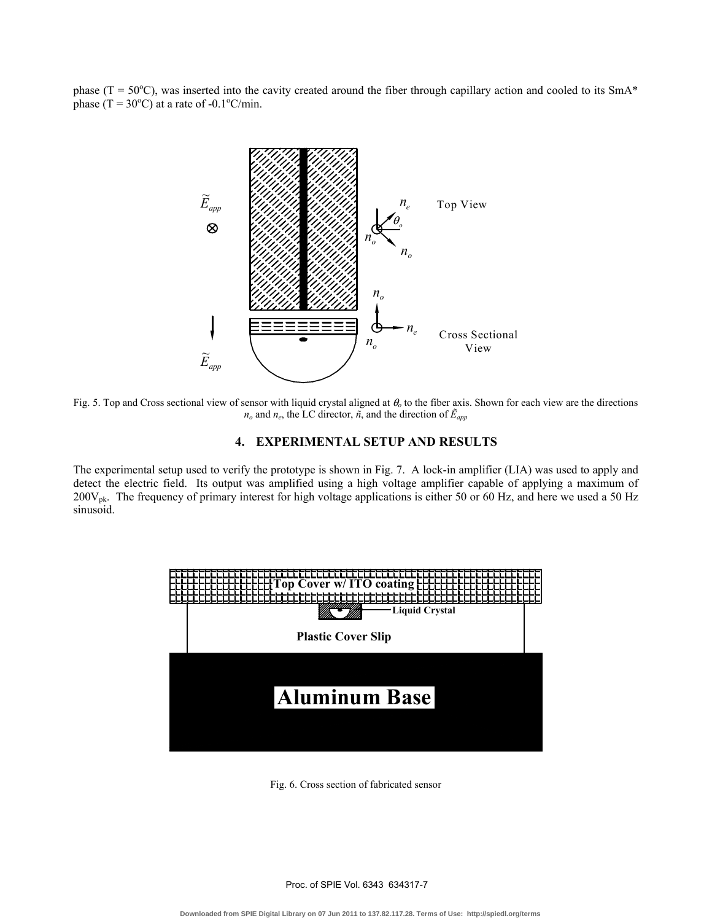phase (T = 50°C), was inserted into the cavity created around the fiber through capillary action and cooled to its SmA* phase (T = 30°C) at a rate of -0.1°C/min.

Fig. 5. Top and Cross sectional view of sensor with liquid crystal aligned at $\theta_o$ to the fiber axis. Shown for each view are the directions $n_o$ and $n_e$, the LC director, $\tilde{n}$, and the direction of $\tilde{E}_{app}$

## 4. EXPERIMENTAL SETUP AND RESULTS

The experimental setup used to verify the prototype is shown in Fig. 7. A lock-in amplifier (LIA) was used to apply and detect the electric field. Its output was amplified using a high voltage amplifier capable of applying a maximum of $200V_{pk}$. The frequency of primary interest for high voltage applications is either 50 or 60 Hz, and here we used a 50 Hz sinusoid.

Fig. 6. Cross section of fabricated sensor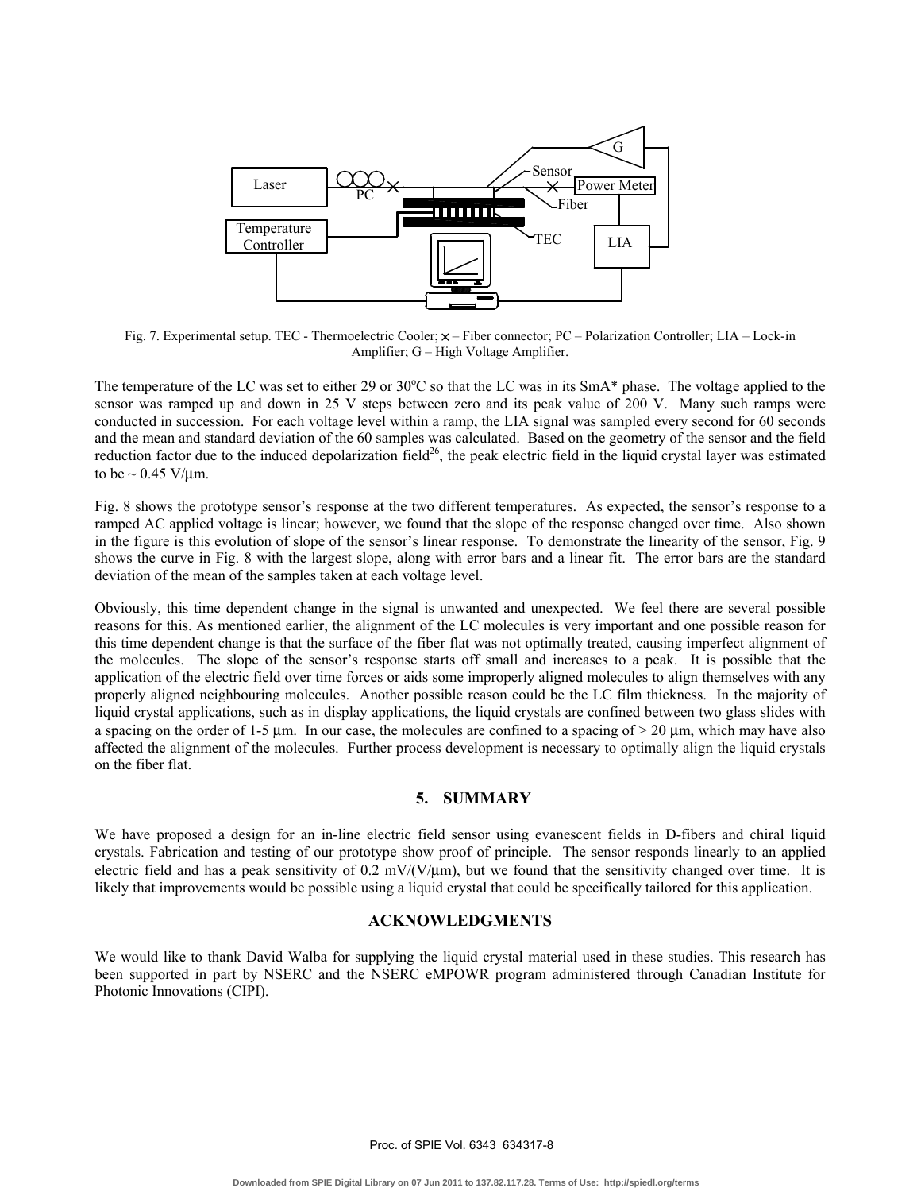Fig. 7. Experimental setup. TEC - Thermoelectric Cooler; × – Fiber connector; PC – Polarization Controller; LIA – Lock-in Amplifier; G – High Voltage Amplifier.

The temperature of the LC was set to either 29 or 30°C so that the LC was in its SmA* phase. The voltage applied to the sensor was ramped up and down in 25 V steps between zero and its peak value of 200 V. Many such ramps were conducted in succession. For each voltage level within a ramp, the LIA signal was sampled every second for 60 seconds and the mean and standard deviation of the 60 samples was calculated. Based on the geometry of the sensor and the field reduction factor due to the induced depolarization field[26], the peak electric field in the liquid crystal layer was estimated to be ~ 0.45 V/μm.

Fig. 8 shows the prototype sensor's response at the two different temperatures. As expected, the sensor's response to a ramped AC applied voltage is linear; however, we found that the slope of the response changed over time. Also shown in the figure is this evolution of slope of the sensor's linear response. To demonstrate the linearity of the sensor, Fig. 9 shows the curve in Fig. 8 with the largest slope, along with error bars and a linear fit. The error bars are the standard deviation of the mean of the samples taken at each voltage level.

Obviously, this time dependent change in the signal is unwanted and unexpected. We feel there are several possible reasons for this. As mentioned earlier, the alignment of the LC molecules is very important and one possible reason for this time dependent change is that the surface of the fiber flat was not optimally treated, causing imperfect alignment of the molecules. The slope of the sensor's response starts off small and increases to a peak. It is possible that the application of the electric field over time forces or aids some improperly aligned molecules to align themselves with any properly aligned neighbouring molecules. Another possible reason could be the LC film thickness. In the majority of liquid crystal applications, such as in display applications, the liquid crystals are confined between two glass slides with a spacing on the order of 1-5 μm. In our case, the molecules are confined to a spacing of > 20 μm, which may have also affected the alignment of the molecules. Further process development is necessary to optimally align the liquid crystals on the fiber flat.

## 5. SUMMARY

We have proposed a design for an in-line electric field sensor using evanescent fields in D-fibers and chiral liquid crystals. Fabrication and testing of our prototype show proof of principle. The sensor responds linearly to an applied electric field and has a peak sensitivity of 0.2 mV/(V/μm), but we found that the sensitivity changed over time. It is likely that improvements would be possible using a liquid crystal that could be specifically tailored for this application.

## ACKNOWLEDGMENTS

We would like to thank David Walba for supplying the liquid crystal material used in these studies. This research has been supported in part by NSERC and the NSERC eMPOWR program administered through Canadian Institute for Photonic Innovations (CIPI).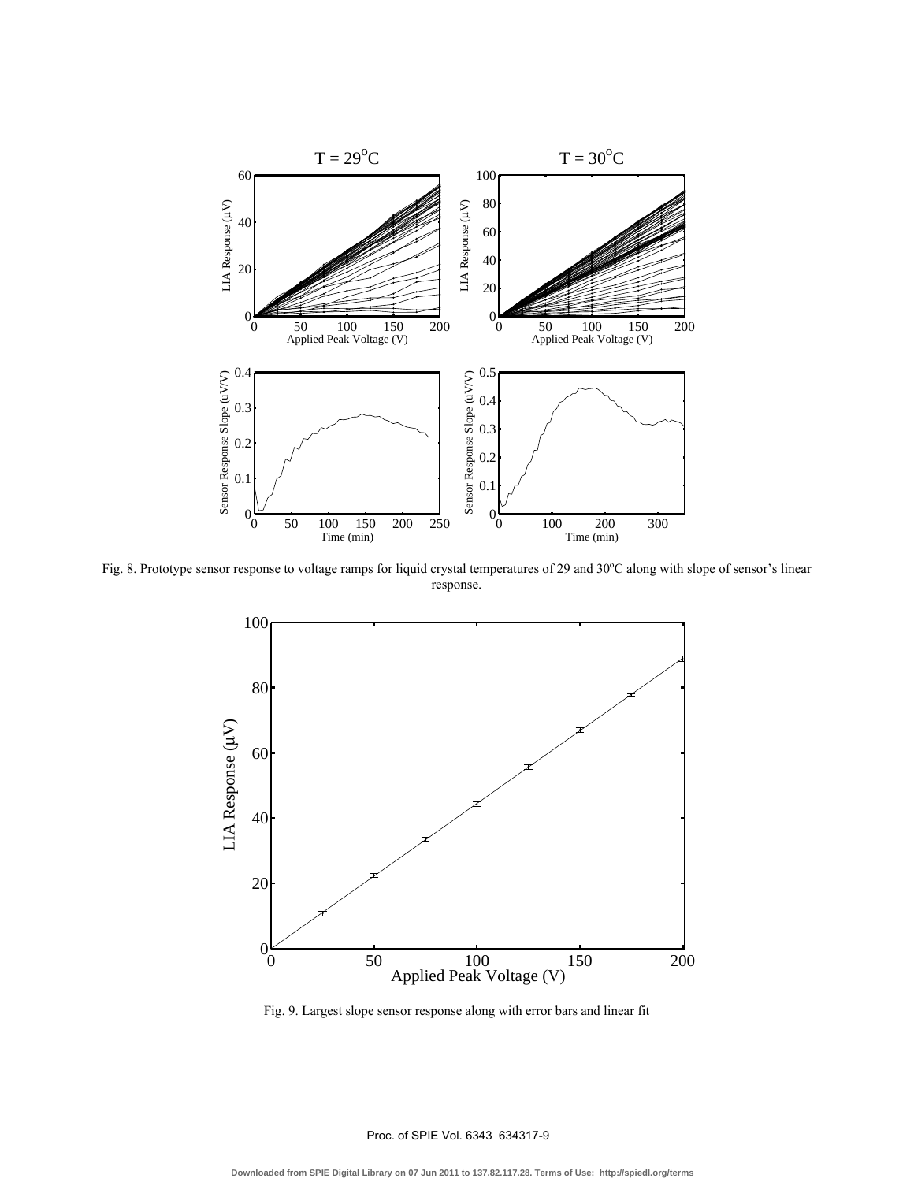Fig. 8. Prototype sensor response to voltage ramps for liquid crystal temperatures of 29 and 30°C along with slope of sensor's linear response.

Fig. 9. Largest slope sensor response along with error bars and linear fit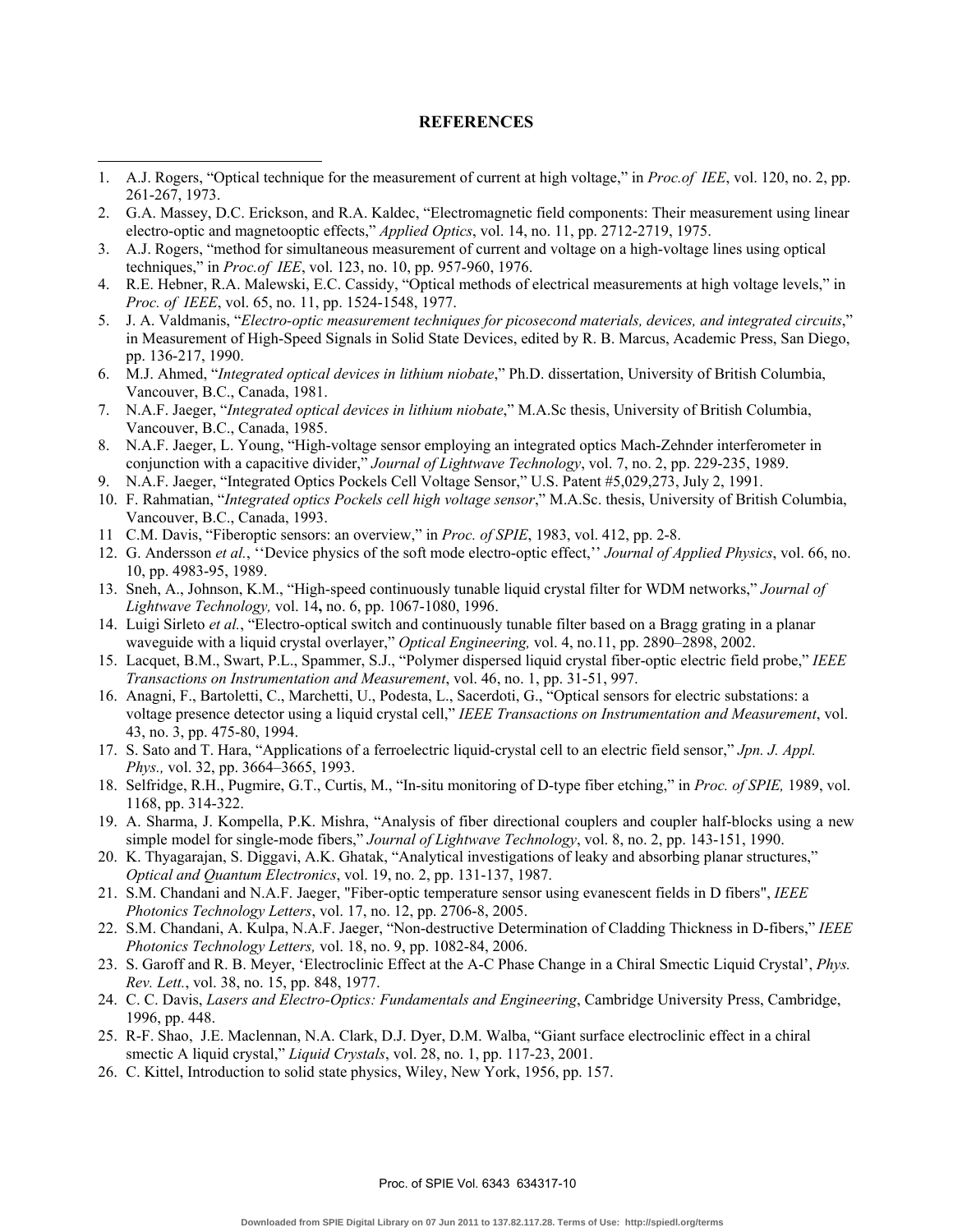## REFERENCES

1. A.J. Rogers, "Optical technique for the measurement of current at high voltage," in *Proc.of IEE*, vol. 120, no. 2, pp. 261-267, 1973.
2. G.A. Massey, D.C. Erickson, and R.A. Kaldec, "Electromagnetic field components: Their measurement using linear electro-optic and magnetooptic effects," *Applied Optics*, vol. 14, no. 11, pp. 2712-2719, 1975.
3. A.J. Rogers, "method for simultaneous measurement of current and voltage on a high-voltage lines using optical techniques," in *Proc.of IEE*, vol. 123, no. 10, pp. 957-960, 1976.
4. R.E. Hebner, R.A. Malewski, E.C. Cassidy, "Optical methods of electrical measurements at high voltage levels," in *Proc. of IEEE*, vol. 65, no. 11, pp. 1524-1548, 1977.
5. J. A. Valdmanis, "*Electro-optic measurement techniques for picosecond materials, devices, and integrated circuits*," in Measurement of High-Speed Signals in Solid State Devices, edited by R. B. Marcus, Academic Press, San Diego, pp. 136-217, 1990.
6. M.J. Ahmed, "*Integrated optical devices in lithium niobate*," Ph.D. dissertation, University of British Columbia, Vancouver, B.C., Canada, 1981.
7. N.A.F. Jaeger, "*Integrated optical devices in lithium niobate*," M.A.Sc thesis, University of British Columbia, Vancouver, B.C., Canada, 1985.
8. N.A.F. Jaeger, L. Young, "High-voltage sensor employing an integrated optics Mach-Zehnder interferometer in conjunction with a capacitive divider," *Journal of Lightwave Technology*, vol. 7, no. 2, pp. 229-235, 1989.
9. N.A.F. Jaeger, "Integrated Optics Pockels Cell Voltage Sensor," U.S. Patent #5,029,273, July 2, 1991.
10. F. Rahmatian, "*Integrated optics Pockels cell high voltage sensor*," M.A.Sc. thesis, University of British Columbia, Vancouver, B.C., Canada, 1993.
11. C.M. Davis, "Fiberoptic sensors: an overview," in *Proc. of SPIE*, 1983, vol. 412, pp. 2-8.
12. G. Andersson *et al.*, ''Device physics of the soft mode electro-optic effect,'' *Journal of Applied Physics*, vol. 66, no. 10, pp. 4983-95, 1989.
13. Sneh, A., Johnson, K.M., "High-speed continuously tunable liquid crystal filter for WDM networks," *Journal of Lightwave Technology,* vol. 14**,** no. 6, pp. 1067-1080, 1996.
14. Luigi Sirleto *et al.*, "Electro-optical switch and continuously tunable filter based on a Bragg grating in a planar waveguide with a liquid crystal overlayer," *Optical Engineering,* vol. 4, no.11, pp. 2890–2898, 2002.
15. Lacquet, B.M., Swart, P.L., Spammer, S.J., "Polymer dispersed liquid crystal fiber-optic electric field probe," *IEEE Transactions on Instrumentation and Measurement*, vol. 46, no. 1, pp. 31-51, 997.
16. Anagni, F., Bartoletti, C., Marchetti, U., Podesta, L., Sacerdoti, G., "Optical sensors for electric substations: a voltage presence detector using a liquid crystal cell," *IEEE Transactions on Instrumentation and Measurement*, vol. 43, no. 3, pp. 475-80, 1994.
17. S. Sato and T. Hara, "Applications of a ferroelectric liquid-crystal cell to an electric field sensor," *Jpn. J. Appl. Phys.,* vol. 32, pp. 3664–3665, 1993.
18. Selfridge, R.H., Pugmire, G.T., Curtis, M., "In-situ monitoring of D-type fiber etching," in *Proc. of SPIE,* 1989, vol. 1168, pp. 314-322.
19. A. Sharma, J. Kompella, P.K. Mishra, "Analysis of fiber directional couplers and coupler half-blocks using a new simple model for single-mode fibers," *Journal of Lightwave Technology*, vol. 8, no. 2, pp. 143-151, 1990.
20. K. Thyagarajan, S. Diggavi, A.K. Ghatak, "Analytical investigations of leaky and absorbing planar structures," *Optical and Quantum Electronics*, vol. 19, no. 2, pp. 131-137, 1987.
21. S.M. Chandani and N.A.F. Jaeger, "Fiber-optic temperature sensor using evanescent fields in D fibers", *IEEE Photonics Technology Letters*, vol. 17, no. 12, pp. 2706-8, 2005.
22. S.M. Chandani, A. Kulpa, N.A.F. Jaeger, "Non-destructive Determination of Cladding Thickness in D-fibers," *IEEE Photonics Technology Letters,* vol. 18, no. 9, pp. 1082-84, 2006.
23. S. Garoff and R. B. Meyer, 'Electroclinic Effect at the A-C Phase Change in a Chiral Smectic Liquid Crystal', *Phys. Rev. Lett.*, vol. 38, no. 15, pp. 848, 1977.
24. C. C. Davis, *Lasers and Electro-Optics: Fundamentals and Engineering*, Cambridge University Press, Cambridge, 1996, pp. 448.
25. R-F. Shao, J.E. Maclennan, N.A. Clark, D.J. Dyer, D.M. Walba, "Giant surface electroclinic effect in a chiral smectic A liquid crystal," *Liquid Crystals*, vol. 28, no. 1, pp. 117-23, 2001.
26. C. Kittel, Introduction to solid state physics, Wiley, New York, 1956, pp. 157.